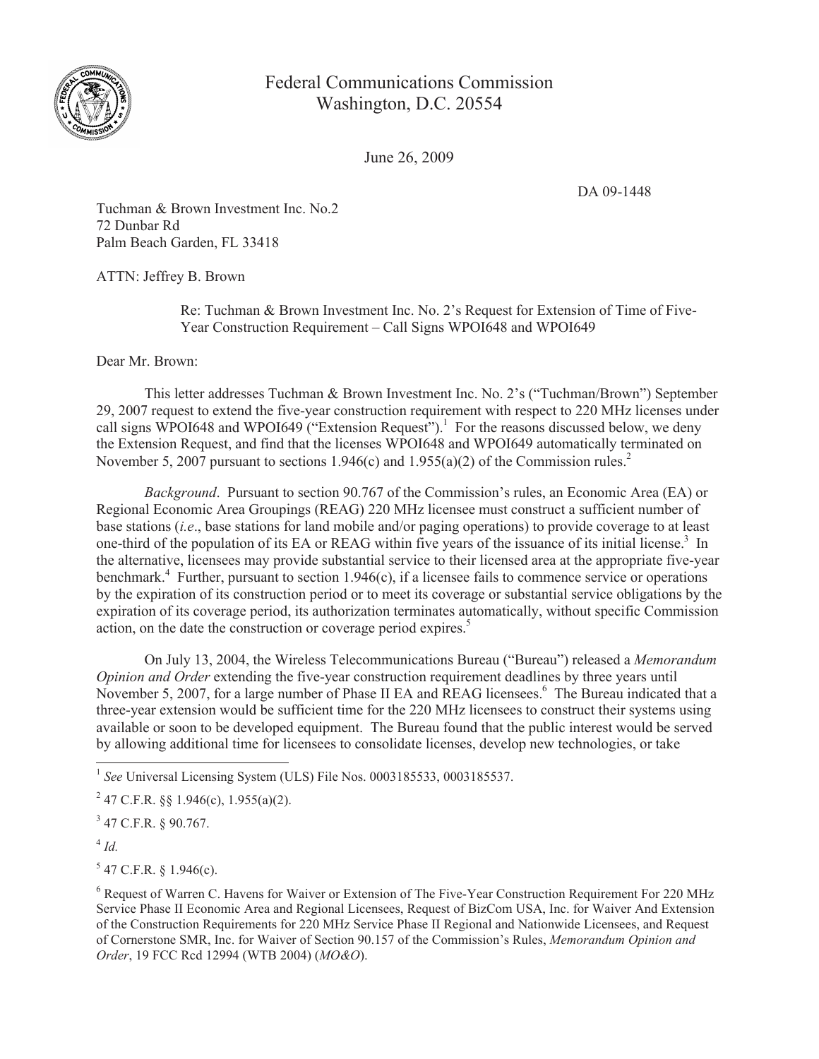Federal Communications Commission
Washington, D.C. 20554

June 26, 2009

DA 09-1448

Tuchman & Brown Investment Inc. No.2
72 Dunbar Rd
Palm Beach Garden, FL 33418

ATTN: Jeffrey B. Brown

Re: Tuchman & Brown Investment Inc. No. 2's Request for Extension of Time of Five-Year Construction Requirement – Call Signs WPOI648 and WPOI649

Dear Mr. Brown:

This letter addresses Tuchman & Brown Investment Inc. No. 2's ("Tuchman/Brown") September 29, 2007 request to extend the five-year construction requirement with respect to 220 MHz licenses under call signs WPOI648 and WPOI649 ("Extension Request").[1] For the reasons discussed below, we deny the Extension Request, and find that the licenses WPOI648 and WPOI649 automatically terminated on November 5, 2007 pursuant to sections 1.946(c) and 1.955(a)(2) of the Commission rules.[2]

*Background*. Pursuant to section 90.767 of the Commission's rules, an Economic Area (EA) or Regional Economic Area Groupings (REAG) 220 MHz licensee must construct a sufficient number of base stations (*i.e*., base stations for land mobile and/or paging operations) to provide coverage to at least one-third of the population of its EA or REAG within five years of the issuance of its initial license.[3] In the alternative, licensees may provide substantial service to their licensed area at the appropriate five-year benchmark.[4] Further, pursuant to section 1.946(c), if a licensee fails to commence service or operations by the expiration of its construction period or to meet its coverage or substantial service obligations by the expiration of its coverage period, its authorization terminates automatically, without specific Commission action, on the date the construction or coverage period expires.[5]

On July 13, 2004, the Wireless Telecommunications Bureau ("Bureau") released a *Memorandum Opinion and Order* extending the five-year construction requirement deadlines by three years until November 5, 2007, for a large number of Phase II EA and REAG licensees.[6] The Bureau indicated that a three-year extension would be sufficient time for the 220 MHz licensees to construct their systems using available or soon to be developed equipment. The Bureau found that the public interest would be served by allowing additional time for licensees to consolidate licenses, develop new technologies, or take

---

[1] *See* Universal Licensing System (ULS) File Nos. 0003185533, 0003185537.

[2] 47 C.F.R. §§ 1.946(c), 1.955(a)(2).

[3] 47 C.F.R. § 90.767.

[4] *Id.*

[5] 47 C.F.R. § 1.946(c).

[6] Request of Warren C. Havens for Waiver or Extension of The Five-Year Construction Requirement For 220 MHz Service Phase II Economic Area and Regional Licensees, Request of BizCom USA, Inc. for Waiver And Extension of the Construction Requirements for 220 MHz Service Phase II Regional and Nationwide Licensees, and Request of Cornerstone SMR, Inc. for Waiver of Section 90.157 of the Commission's Rules, *Memorandum Opinion and Order*, 19 FCC Rcd 12994 (WTB 2004) (*MO&O*).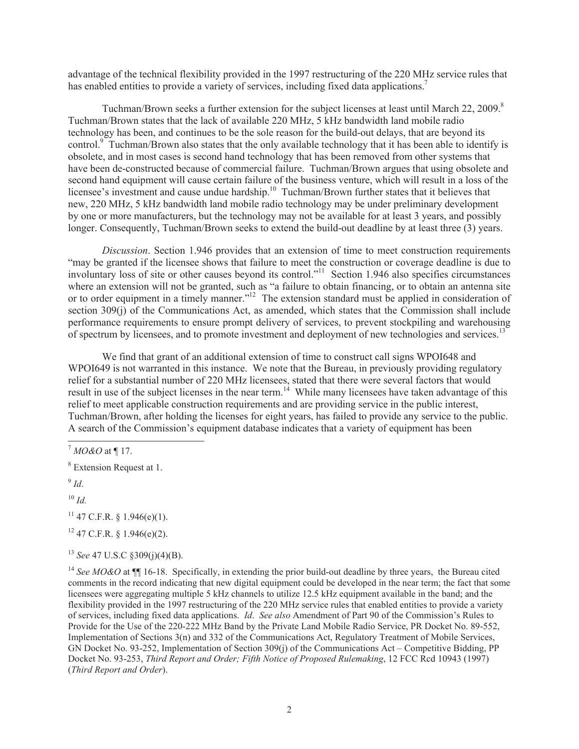advantage of the technical flexibility provided in the 1997 restructuring of the 220 MHz service rules that has enabled entities to provide a variety of services, including fixed data applications.[7]

Tuchman/Brown seeks a further extension for the subject licenses at least until March 22, 2009.[8] Tuchman/Brown states that the lack of available 220 MHz, 5 kHz bandwidth land mobile radio technology has been, and continues to be the sole reason for the build-out delays, that are beyond its control.[9] Tuchman/Brown also states that the only available technology that it has been able to identify is obsolete, and in most cases is second hand technology that has been removed from other systems that have been de-constructed because of commercial failure. Tuchman/Brown argues that using obsolete and second hand equipment will cause certain failure of the business venture, which will result in a loss of the licensee's investment and cause undue hardship.[10] Tuchman/Brown further states that it believes that new, 220 MHz, 5 kHz bandwidth land mobile radio technology may be under preliminary development by one or more manufacturers, but the technology may not be available for at least 3 years, and possibly longer. Consequently, Tuchman/Brown seeks to extend the build-out deadline by at least three (3) years.

*Discussion*. Section 1.946 provides that an extension of time to meet construction requirements "may be granted if the licensee shows that failure to meet the construction or coverage deadline is due to involuntary loss of site or other causes beyond its control."[11] Section 1.946 also specifies circumstances where an extension will not be granted, such as "a failure to obtain financing, or to obtain an antenna site or to order equipment in a timely manner."[12] The extension standard must be applied in consideration of section 309(j) of the Communications Act, as amended, which states that the Commission shall include performance requirements to ensure prompt delivery of services, to prevent stockpiling and warehousing of spectrum by licensees, and to promote investment and deployment of new technologies and services.[13]

We find that grant of an additional extension of time to construct call signs WPOI648 and WPOI649 is not warranted in this instance. We note that the Bureau, in previously providing regulatory relief for a substantial number of 220 MHz licensees, stated that there were several factors that would result in use of the subject licenses in the near term.[14] While many licensees have taken advantage of this relief to meet applicable construction requirements and are providing service in the public interest, Tuchman/Brown, after holding the licenses for eight years, has failed to provide any service to the public. A search of the Commission's equipment database indicates that a variety of equipment has been

---

[7] *MO&O* at ¶ 17.

[8] Extension Request at 1.

[9] *Id*.

[10] *Id.*

[11] 47 C.F.R. § 1.946(e)(1).

[12] 47 C.F.R. § 1.946(e)(2).

[13] *See* 47 U.S.C §309(j)(4)(B).

[14] *See MO&O* at ¶¶ 16-18. Specifically, in extending the prior build-out deadline by three years, the Bureau cited comments in the record indicating that new digital equipment could be developed in the near term; the fact that some licensees were aggregating multiple 5 kHz channels to utilize 12.5 kHz equipment available in the band; and the flexibility provided in the 1997 restructuring of the 220 MHz service rules that enabled entities to provide a variety of services, including fixed data applications. *Id*. *See also* Amendment of Part 90 of the Commission's Rules to Provide for the Use of the 220-222 MHz Band by the Private Land Mobile Radio Service, PR Docket No. 89-552, Implementation of Sections 3(n) and 332 of the Communications Act, Regulatory Treatment of Mobile Services, GN Docket No. 93-252, Implementation of Section 309(j) of the Communications Act – Competitive Bidding, PP Docket No. 93-253, *Third Report and Order; Fifth Notice of Proposed Rulemaking*, 12 FCC Rcd 10943 (1997) (*Third Report and Order*).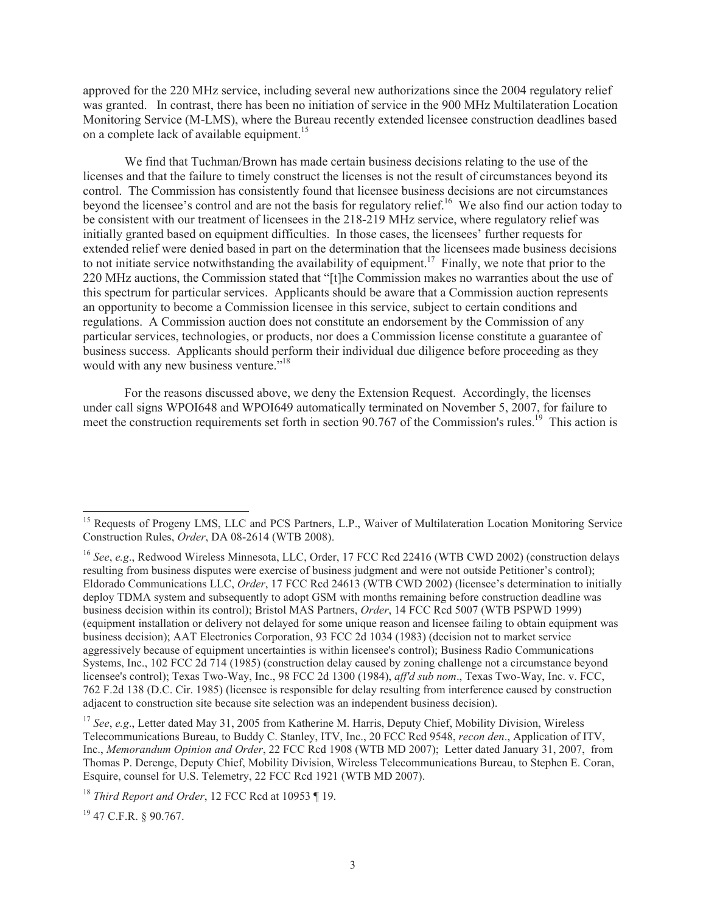approved for the 220 MHz service, including several new authorizations since the 2004 regulatory relief was granted. In contrast, there has been no initiation of service in the 900 MHz Multilateration Location Monitoring Service (M-LMS), where the Bureau recently extended licensee construction deadlines based on a complete lack of available equipment.[15]

We find that Tuchman/Brown has made certain business decisions relating to the use of the licenses and that the failure to timely construct the licenses is not the result of circumstances beyond its control. The Commission has consistently found that licensee business decisions are not circumstances beyond the licensee's control and are not the basis for regulatory relief.[16] We also find our action today to be consistent with our treatment of licensees in the 218-219 MHz service, where regulatory relief was initially granted based on equipment difficulties. In those cases, the licensees' further requests for extended relief were denied based in part on the determination that the licensees made business decisions to not initiate service notwithstanding the availability of equipment.[17] Finally, we note that prior to the 220 MHz auctions, the Commission stated that "[t]he Commission makes no warranties about the use of this spectrum for particular services. Applicants should be aware that a Commission auction represents an opportunity to become a Commission licensee in this service, subject to certain conditions and regulations. A Commission auction does not constitute an endorsement by the Commission of any particular services, technologies, or products, nor does a Commission license constitute a guarantee of business success. Applicants should perform their individual due diligence before proceeding as they would with any new business venture."[18]

For the reasons discussed above, we deny the Extension Request. Accordingly, the licenses under call signs WPOI648 and WPOI649 automatically terminated on November 5, 2007, for failure to meet the construction requirements set forth in section 90.767 of the Commission's rules.[19] This action is

---

[15] Requests of Progeny LMS, LLC and PCS Partners, L.P., Waiver of Multilateration Location Monitoring Service Construction Rules, *Order*, DA 08-2614 (WTB 2008).

[16] *See*, *e.g*., Redwood Wireless Minnesota, LLC, Order, 17 FCC Rcd 22416 (WTB CWD 2002) (construction delays resulting from business disputes were exercise of business judgment and were not outside Petitioner's control); Eldorado Communications LLC, *Order*, 17 FCC Rcd 24613 (WTB CWD 2002) (licensee's determination to initially deploy TDMA system and subsequently to adopt GSM with months remaining before construction deadline was business decision within its control); Bristol MAS Partners, *Order*, 14 FCC Rcd 5007 (WTB PSPWD 1999) (equipment installation or delivery not delayed for some unique reason and licensee failing to obtain equipment was business decision); AAT Electronics Corporation, 93 FCC 2d 1034 (1983) (decision not to market service aggressively because of equipment uncertainties is within licensee's control); Business Radio Communications Systems, Inc., 102 FCC 2d 714 (1985) (construction delay caused by zoning challenge not a circumstance beyond licensee's control); Texas Two-Way, Inc., 98 FCC 2d 1300 (1984), *aff'd sub nom*., Texas Two-Way, Inc. v. FCC, 762 F.2d 138 (D.C. Cir. 1985) (licensee is responsible for delay resulting from interference caused by construction adjacent to construction site because site selection was an independent business decision).

[17] *See*, *e.g*., Letter dated May 31, 2005 from Katherine M. Harris, Deputy Chief, Mobility Division, Wireless Telecommunications Bureau, to Buddy C. Stanley, ITV, Inc., 20 FCC Rcd 9548, *recon den*., Application of ITV, Inc., *Memorandum Opinion and Order*, 22 FCC Rcd 1908 (WTB MD 2007); Letter dated January 31, 2007, from Thomas P. Derenge, Deputy Chief, Mobility Division, Wireless Telecommunications Bureau, to Stephen E. Coran, Esquire, counsel for U.S. Telemetry, 22 FCC Rcd 1921 (WTB MD 2007).

[18] *Third Report and Order*, 12 FCC Rcd at 10953 ¶ 19.

[19] 47 C.F.R. § 90.767.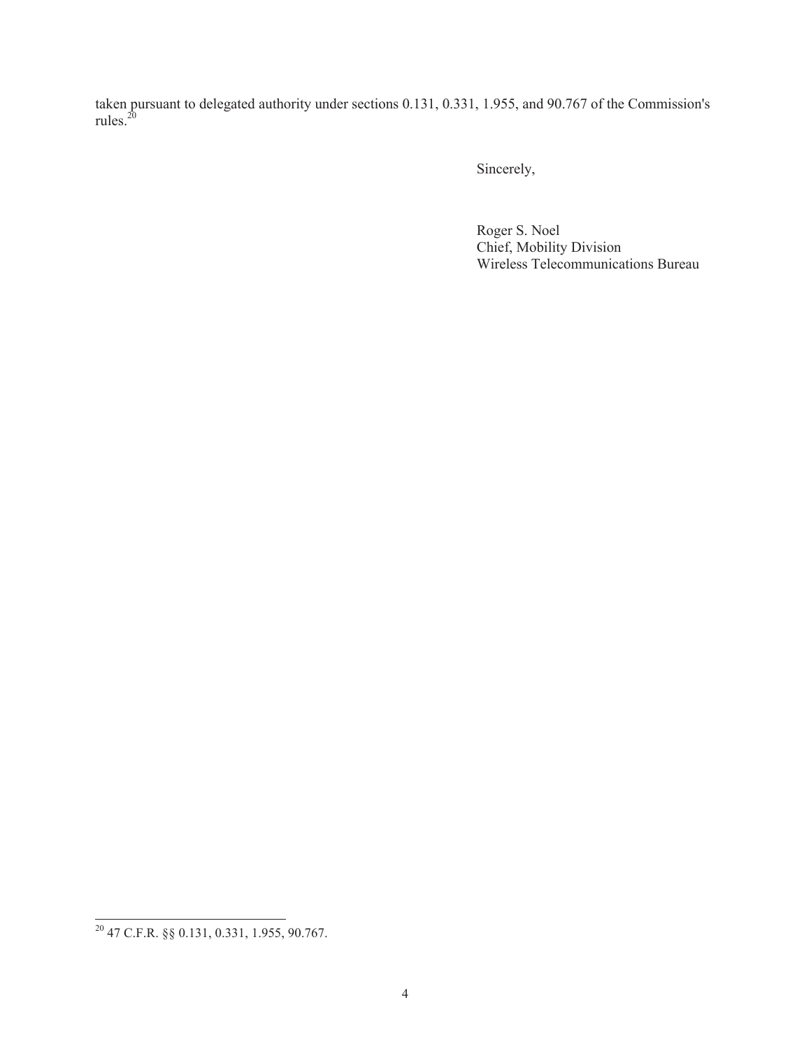taken pursuant to delegated authority under sections 0.131, 0.331, 1.955, and 90.767 of the Commission's rules.[20]

Sincerely,

Roger S. Noel
Chief, Mobility Division
Wireless Telecommunications Bureau

---

[20] 47 C.F.R. §§ 0.131, 0.331, 1.955, 90.767.